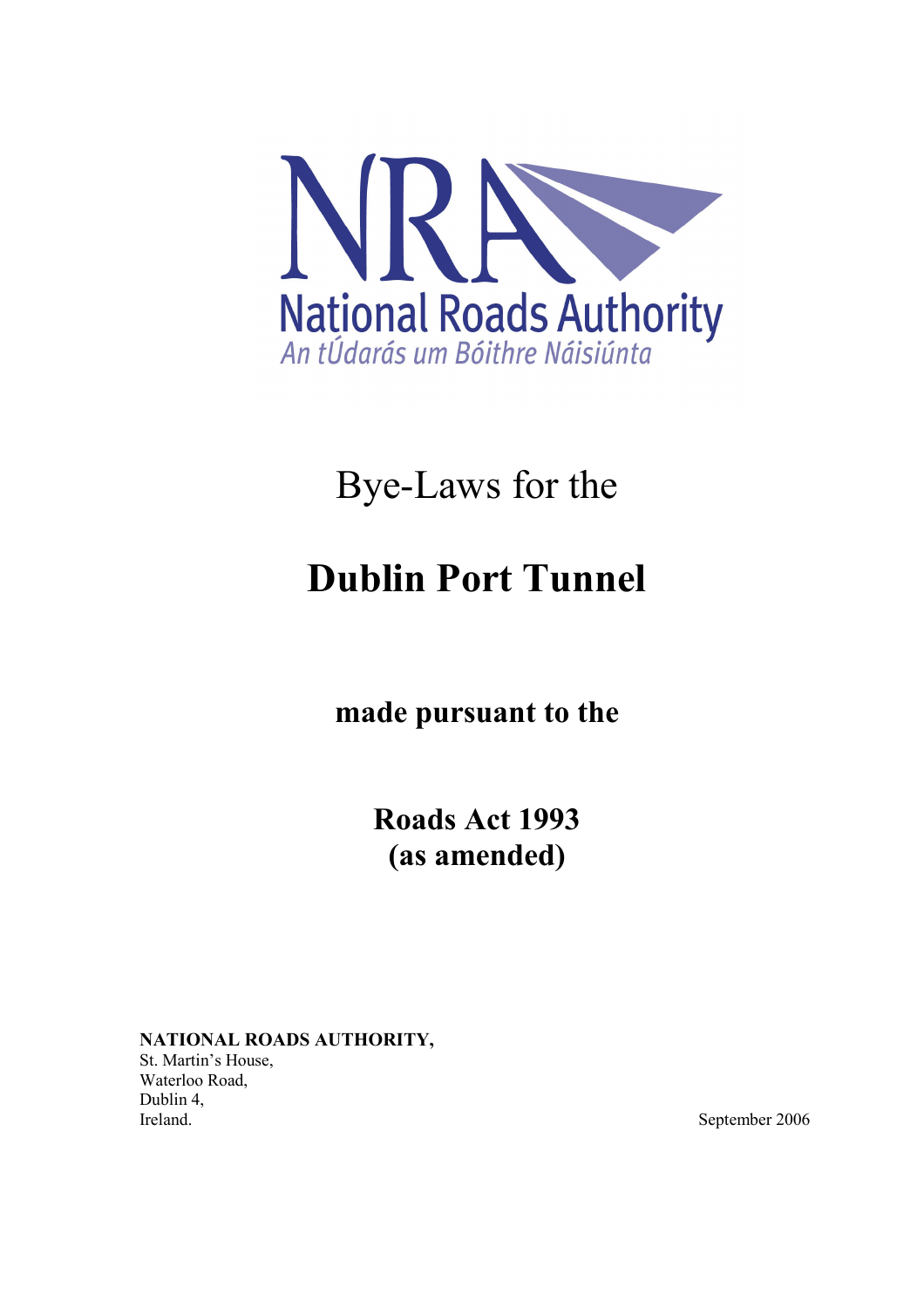NRA

National Roads Authority

*An tÚdarás um Bóithre Náisiúnta*

# Bye-Laws for the

# **Dublin Port Tunnel**

**made pursuant to the**

**Roads Act 1993**
**(as amended)**

**NATIONAL ROADS AUTHORITY,**
St. Martin's House,
Waterloo Road,
Dublin 4,
Ireland.

September 2006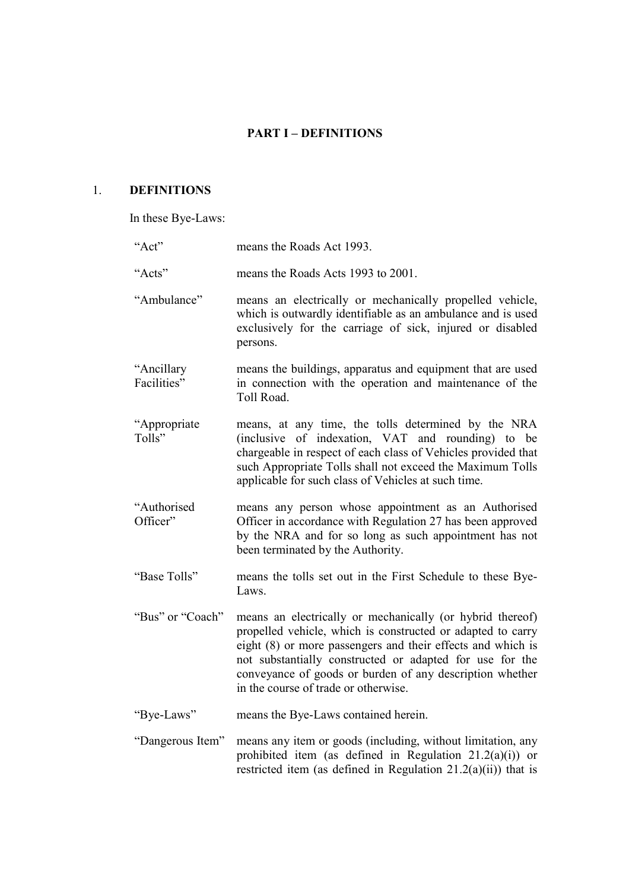## PART I – DEFINITIONS

### 1. DEFINITIONS

In these Bye-Laws:

| | |
|---|---|
| "Act" | means the Roads Act 1993. |
| "Acts" | means the Roads Acts 1993 to 2001. |
| "Ambulance" | means an electrically or mechanically propelled vehicle, which is outwardly identifiable as an ambulance and is used exclusively for the carriage of sick, injured or disabled persons. |
| "Ancillary Facilities" | means the buildings, apparatus and equipment that are used in connection with the operation and maintenance of the Toll Road. |
| "Appropriate Tolls" | means, at any time, the tolls determined by the NRA (inclusive of indexation, VAT and rounding) to be chargeable in respect of each class of Vehicles provided that such Appropriate Tolls shall not exceed the Maximum Tolls applicable for such class of Vehicles at such time. |
| "Authorised Officer" | means any person whose appointment as an Authorised Officer in accordance with Regulation 27 has been approved by the NRA and for so long as such appointment has not been terminated by the Authority. |
| "Base Tolls" | means the tolls set out in the First Schedule to these Bye-Laws. |
| "Bus" or "Coach" | means an electrically or mechanically (or hybrid thereof) propelled vehicle, which is constructed or adapted to carry eight (8) or more passengers and their effects and which is not substantially constructed or adapted for use for the conveyance of goods or burden of any description whether in the course of trade or otherwise. |
| "Bye-Laws" | means the Bye-Laws contained herein. |
| "Dangerous Item" | means any item or goods (including, without limitation, any prohibited item (as defined in Regulation 21.2(a)(i)) or restricted item (as defined in Regulation 21.2(a)(ii)) that is |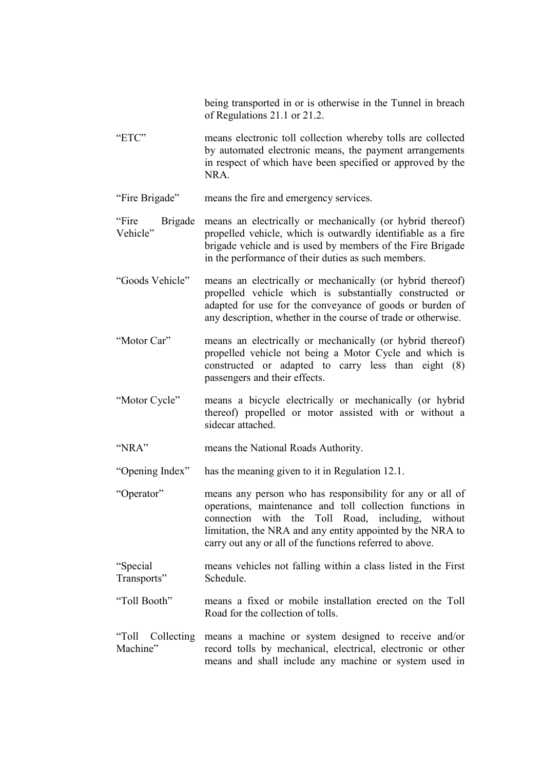being transported in or is otherwise in the Tunnel in breach of Regulations 21.1 or 21.2.

"ETC" means electronic toll collection whereby tolls are collected by automated electronic means, the payment arrangements in respect of which have been specified or approved by the NRA.

"Fire Brigade" means the fire and emergency services.

"Fire Brigade Vehicle" means an electrically or mechanically (or hybrid thereof) propelled vehicle, which is outwardly identifiable as a fire brigade vehicle and is used by members of the Fire Brigade in the performance of their duties as such members.

"Goods Vehicle" means an electrically or mechanically (or hybrid thereof) propelled vehicle which is substantially constructed or adapted for use for the conveyance of goods or burden of any description, whether in the course of trade or otherwise.

"Motor Car" means an electrically or mechanically (or hybrid thereof) propelled vehicle not being a Motor Cycle and which is constructed or adapted to carry less than eight (8) passengers and their effects.

"Motor Cycle" means a bicycle electrically or mechanically (or hybrid thereof) propelled or motor assisted with or without a sidecar attached.

"NRA" means the National Roads Authority.

"Opening Index" has the meaning given to it in Regulation 12.1.

"Operator" means any person who has responsibility for any or all of operations, maintenance and toll collection functions in connection with the Toll Road, including, without limitation, the NRA and any entity appointed by the NRA to carry out any or all of the functions referred to above.

"Special Transports" means vehicles not falling within a class listed in the First Schedule.

"Toll Booth" means a fixed or mobile installation erected on the Toll Road for the collection of tolls.

"Toll Collecting Machine" means a machine or system designed to receive and/or record tolls by mechanical, electrical, electronic or other means and shall include any machine or system used in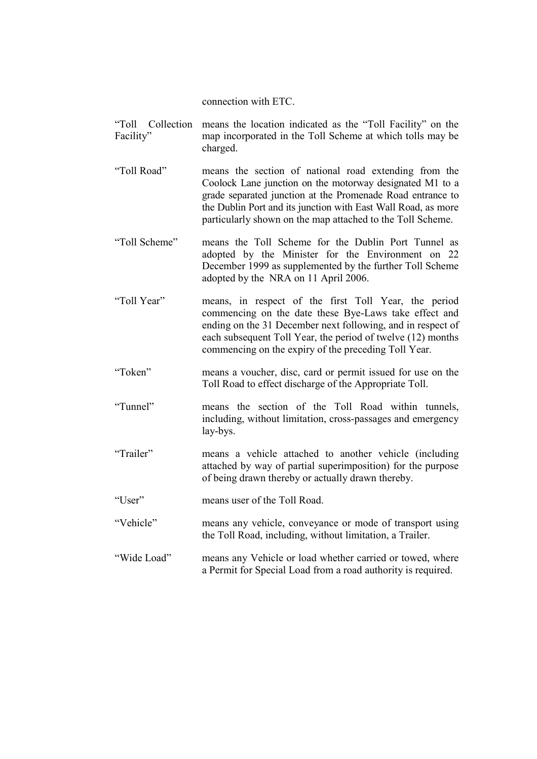connection with ETC.

| | |
|---|---|
| "Toll Collection Facility" | means the location indicated as the "Toll Facility" on the map incorporated in the Toll Scheme at which tolls may be charged. |
| "Toll Road" | means the section of national road extending from the Coolock Lane junction on the motorway designated M1 to a grade separated junction at the Promenade Road entrance to the Dublin Port and its junction with East Wall Road, as more particularly shown on the map attached to the Toll Scheme. |
| "Toll Scheme" | means the Toll Scheme for the Dublin Port Tunnel as adopted by the Minister for the Environment on 22 December 1999 as supplemented by the further Toll Scheme adopted by the NRA on 11 April 2006. |
| "Toll Year" | means, in respect of the first Toll Year, the period commencing on the date these Bye-Laws take effect and ending on the 31 December next following, and in respect of each subsequent Toll Year, the period of twelve (12) months commencing on the expiry of the preceding Toll Year. |
| "Token" | means a voucher, disc, card or permit issued for use on the Toll Road to effect discharge of the Appropriate Toll. |
| "Tunnel" | means the section of the Toll Road within tunnels, including, without limitation, cross-passages and emergency lay-bys. |
| "Trailer" | means a vehicle attached to another vehicle (including attached by way of partial superimposition) for the purpose of being drawn thereby or actually drawn thereby. |
| "User" | means user of the Toll Road. |
| "Vehicle" | means any vehicle, conveyance or mode of transport using the Toll Road, including, without limitation, a Trailer. |
| "Wide Load" | means any Vehicle or load whether carried or towed, where a Permit for Special Load from a road authority is required. |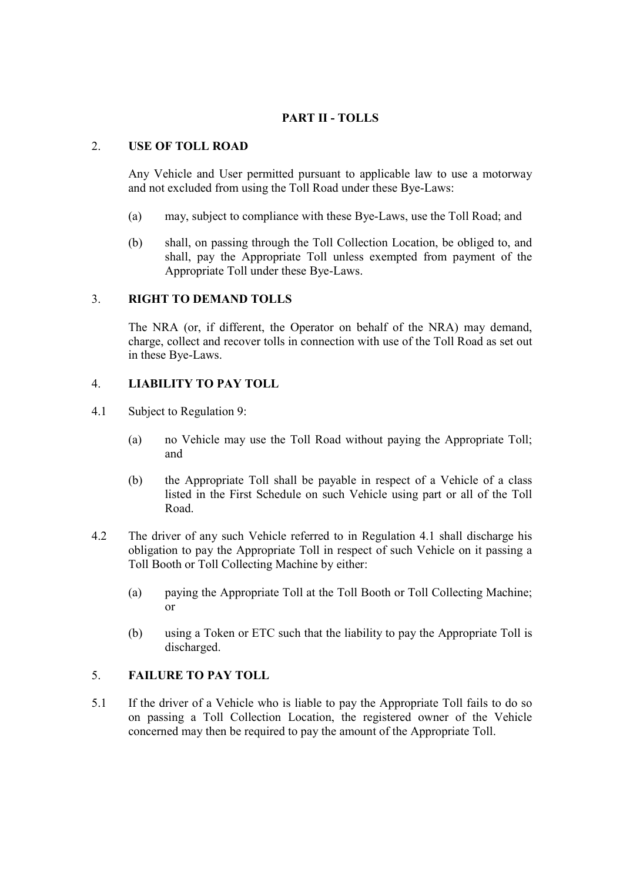## PART II - TOLLS

### 2. USE OF TOLL ROAD

Any Vehicle and User permitted pursuant to applicable law to use a motorway and not excluded from using the Toll Road under these Bye-Laws:

(a) may, subject to compliance with these Bye-Laws, use the Toll Road; and

(b) shall, on passing through the Toll Collection Location, be obliged to, and shall, pay the Appropriate Toll unless exempted from payment of the Appropriate Toll under these Bye-Laws.

### 3. RIGHT TO DEMAND TOLLS

The NRA (or, if different, the Operator on behalf of the NRA) may demand, charge, collect and recover tolls in connection with use of the Toll Road as set out in these Bye-Laws.

### 4. LIABILITY TO PAY TOLL

4.1 Subject to Regulation 9:

(a) no Vehicle may use the Toll Road without paying the Appropriate Toll; and

(b) the Appropriate Toll shall be payable in respect of a Vehicle of a class listed in the First Schedule on such Vehicle using part or all of the Toll Road.

4.2 The driver of any such Vehicle referred to in Regulation 4.1 shall discharge his obligation to pay the Appropriate Toll in respect of such Vehicle on it passing a Toll Booth or Toll Collecting Machine by either:

(a) paying the Appropriate Toll at the Toll Booth or Toll Collecting Machine; or

(b) using a Token or ETC such that the liability to pay the Appropriate Toll is discharged.

### 5. FAILURE TO PAY TOLL

5.1 If the driver of a Vehicle who is liable to pay the Appropriate Toll fails to do so on passing a Toll Collection Location, the registered owner of the Vehicle concerned may then be required to pay the amount of the Appropriate Toll.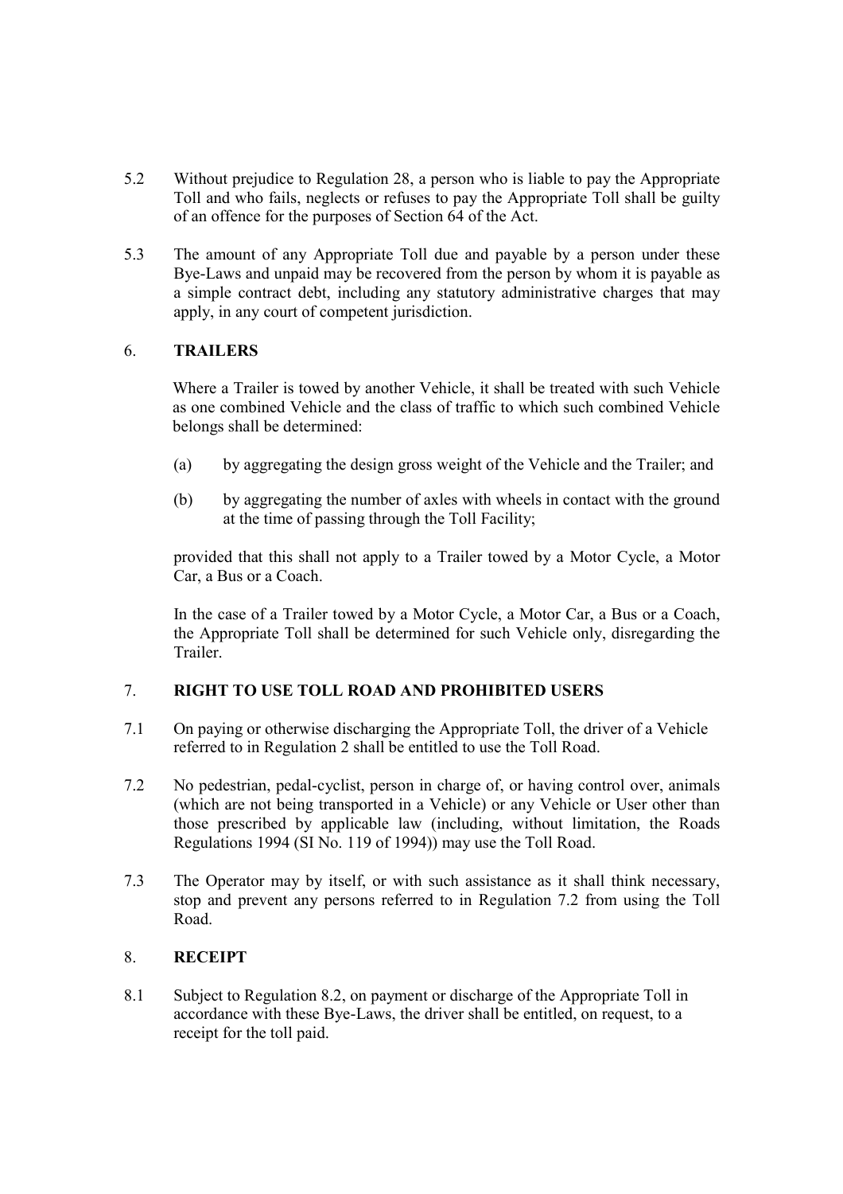5.2 Without prejudice to Regulation 28, a person who is liable to pay the Appropriate Toll and who fails, neglects or refuses to pay the Appropriate Toll shall be guilty of an offence for the purposes of Section 64 of the Act.

5.3 The amount of any Appropriate Toll due and payable by a person under these Bye-Laws and unpaid may be recovered from the person by whom it is payable as a simple contract debt, including any statutory administrative charges that may apply, in any court of competent jurisdiction.

## 6. TRAILERS

Where a Trailer is towed by another Vehicle, it shall be treated with such Vehicle as one combined Vehicle and the class of traffic to which such combined Vehicle belongs shall be determined:

(a) by aggregating the design gross weight of the Vehicle and the Trailer; and

(b) by aggregating the number of axles with wheels in contact with the ground at the time of passing through the Toll Facility;

provided that this shall not apply to a Trailer towed by a Motor Cycle, a Motor Car, a Bus or a Coach.

In the case of a Trailer towed by a Motor Cycle, a Motor Car, a Bus or a Coach, the Appropriate Toll shall be determined for such Vehicle only, disregarding the Trailer.

## 7. RIGHT TO USE TOLL ROAD AND PROHIBITED USERS

7.1 On paying or otherwise discharging the Appropriate Toll, the driver of a Vehicle referred to in Regulation 2 shall be entitled to use the Toll Road.

7.2 No pedestrian, pedal-cyclist, person in charge of, or having control over, animals (which are not being transported in a Vehicle) or any Vehicle or User other than those prescribed by applicable law (including, without limitation, the Roads Regulations 1994 (SI No. 119 of 1994)) may use the Toll Road.

7.3 The Operator may by itself, or with such assistance as it shall think necessary, stop and prevent any persons referred to in Regulation 7.2 from using the Toll Road.

## 8. RECEIPT

8.1 Subject to Regulation 8.2, on payment or discharge of the Appropriate Toll in accordance with these Bye-Laws, the driver shall be entitled, on request, to a receipt for the toll paid.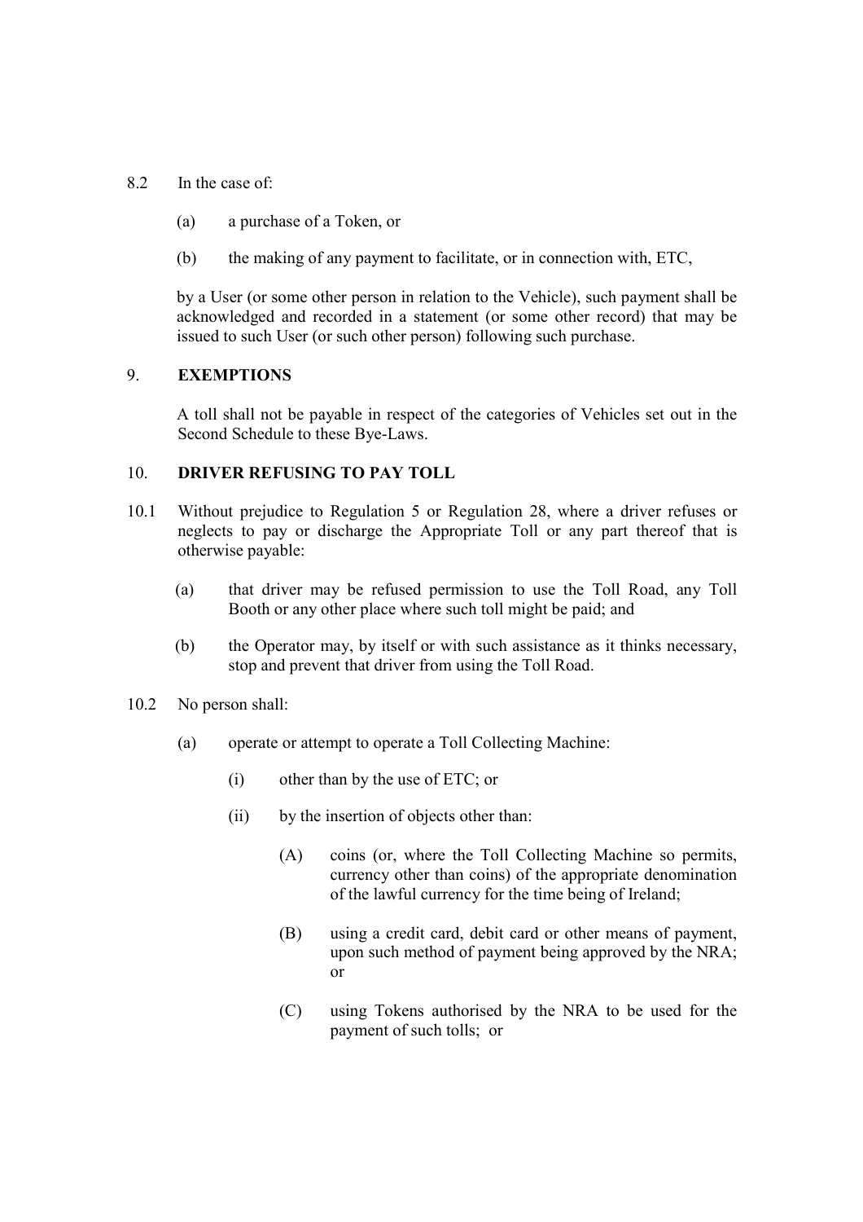8.2 In the case of:

(a) a purchase of a Token, or

(b) the making of any payment to facilitate, or in connection with, ETC,

by a User (or some other person in relation to the Vehicle), such payment shall be acknowledged and recorded in a statement (or some other record) that may be issued to such User (or such other person) following such purchase.

## 9. EXEMPTIONS

A toll shall not be payable in respect of the categories of Vehicles set out in the Second Schedule to these Bye-Laws.

## 10. DRIVER REFUSING TO PAY TOLL

10.1 Without prejudice to Regulation 5 or Regulation 28, where a driver refuses or neglects to pay or discharge the Appropriate Toll or any part thereof that is otherwise payable:

(a) that driver may be refused permission to use the Toll Road, any Toll Booth or any other place where such toll might be paid; and

(b) the Operator may, by itself or with such assistance as it thinks necessary, stop and prevent that driver from using the Toll Road.

10.2 No person shall:

(a) operate or attempt to operate a Toll Collecting Machine:

(i) other than by the use of ETC; or

(ii) by the insertion of objects other than:

(A) coins (or, where the Toll Collecting Machine so permits, currency other than coins) of the appropriate denomination of the lawful currency for the time being of Ireland;

(B) using a credit card, debit card or other means of payment, upon such method of payment being approved by the NRA; or

(C) using Tokens authorised by the NRA to be used for the payment of such tolls; or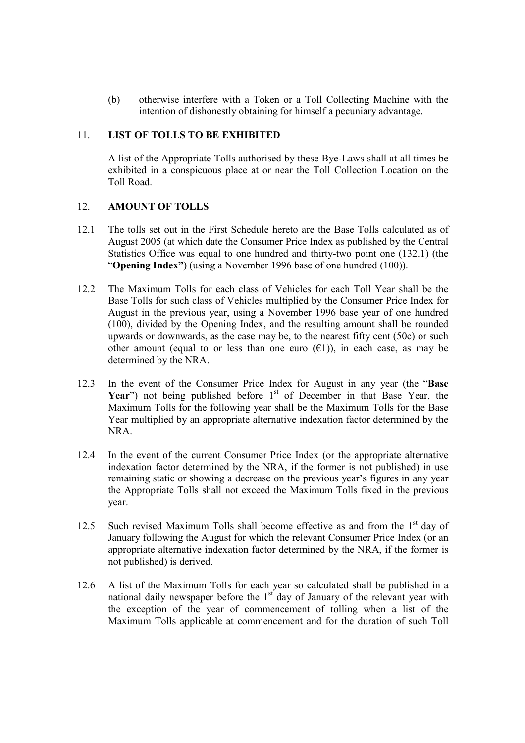(b) otherwise interfere with a Token or a Toll Collecting Machine with the intention of dishonestly obtaining for himself a pecuniary advantage.

## 11. LIST OF TOLLS TO BE EXHIBITED

A list of the Appropriate Tolls authorised by these Bye-Laws shall at all times be exhibited in a conspicuous place at or near the Toll Collection Location on the Toll Road.

## 12. AMOUNT OF TOLLS

12.1 The tolls set out in the First Schedule hereto are the Base Tolls calculated as of August 2005 (at which date the Consumer Price Index as published by the Central Statistics Office was equal to one hundred and thirty-two point one (132.1) (the "**Opening Index**") (using a November 1996 base of one hundred (100)).

12.2 The Maximum Tolls for each class of Vehicles for each Toll Year shall be the Base Tolls for such class of Vehicles multiplied by the Consumer Price Index for August in the previous year, using a November 1996 base year of one hundred (100), divided by the Opening Index, and the resulting amount shall be rounded upwards or downwards, as the case may be, to the nearest fifty cent (50c) or such other amount (equal to or less than one euro (€1)), in each case, as may be determined by the NRA.

12.3 In the event of the Consumer Price Index for August in any year (the "**Base Year**") not being published before 1st of December in that Base Year, the Maximum Tolls for the following year shall be the Maximum Tolls for the Base Year multiplied by an appropriate alternative indexation factor determined by the NRA.

12.4 In the event of the current Consumer Price Index (or the appropriate alternative indexation factor determined by the NRA, if the former is not published) in use remaining static or showing a decrease on the previous year's figures in any year the Appropriate Tolls shall not exceed the Maximum Tolls fixed in the previous year.

12.5 Such revised Maximum Tolls shall become effective as and from the 1st day of January following the August for which the relevant Consumer Price Index (or an appropriate alternative indexation factor determined by the NRA, if the former is not published) is derived.

12.6 A list of the Maximum Tolls for each year so calculated shall be published in a national daily newspaper before the 1st day of January of the relevant year with the exception of the year of commencement of tolling when a list of the Maximum Tolls applicable at commencement and for the duration of such Toll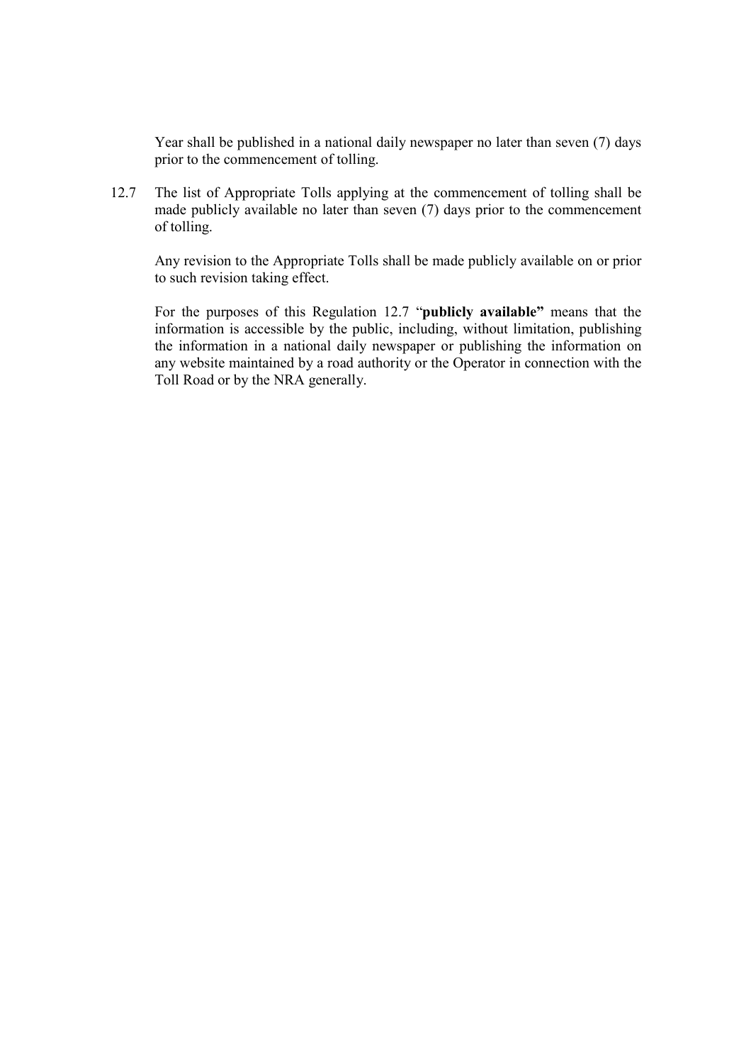Year shall be published in a national daily newspaper no later than seven (7) days prior to the commencement of tolling.

12.7 The list of Appropriate Tolls applying at the commencement of tolling shall be made publicly available no later than seven (7) days prior to the commencement of tolling.

Any revision to the Appropriate Tolls shall be made publicly available on or prior to such revision taking effect.

For the purposes of this Regulation 12.7 "**publicly available**" means that the information is accessible by the public, including, without limitation, publishing the information in a national daily newspaper or publishing the information on any website maintained by a road authority or the Operator in connection with the Toll Road or by the NRA generally.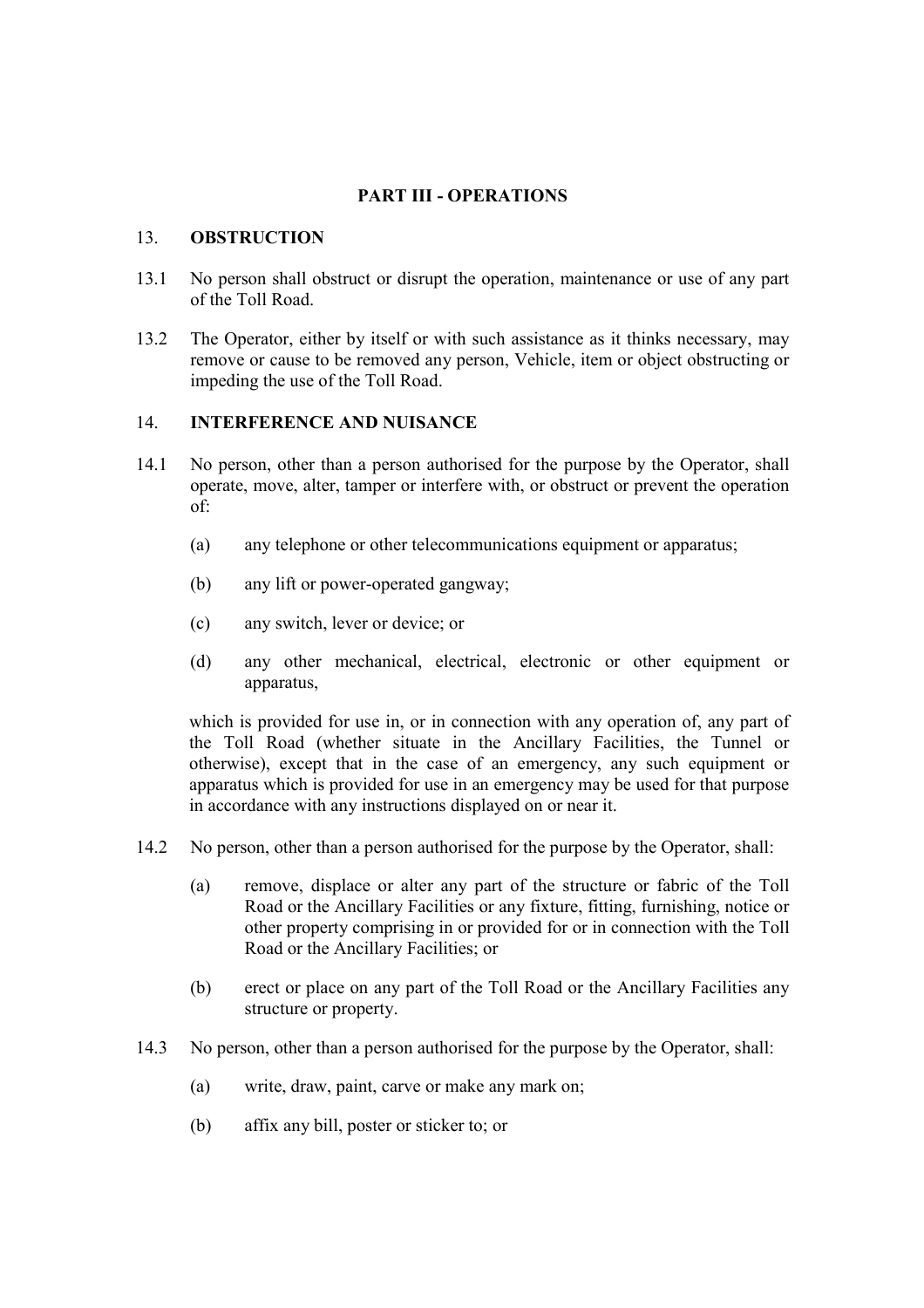## PART III - OPERATIONS

### 13. OBSTRUCTION

13.1 No person shall obstruct or disrupt the operation, maintenance or use of any part of the Toll Road.

13.2 The Operator, either by itself or with such assistance as it thinks necessary, may remove or cause to be removed any person, Vehicle, item or object obstructing or impeding the use of the Toll Road.

### 14. INTERFERENCE AND NUISANCE

14.1 No person, other than a person authorised for the purpose by the Operator, shall operate, move, alter, tamper or interfere with, or obstruct or prevent the operation of:

(a) any telephone or other telecommunications equipment or apparatus;

(b) any lift or power-operated gangway;

(c) any switch, lever or device; or

(d) any other mechanical, electrical, electronic or other equipment or apparatus,

which is provided for use in, or in connection with any operation of, any part of the Toll Road (whether situate in the Ancillary Facilities, the Tunnel or otherwise), except that in the case of an emergency, any such equipment or apparatus which is provided for use in an emergency may be used for that purpose in accordance with any instructions displayed on or near it.

14.2 No person, other than a person authorised for the purpose by the Operator, shall:

(a) remove, displace or alter any part of the structure or fabric of the Toll Road or the Ancillary Facilities or any fixture, fitting, furnishing, notice or other property comprising in or provided for or in connection with the Toll Road or the Ancillary Facilities; or

(b) erect or place on any part of the Toll Road or the Ancillary Facilities any structure or property.

14.3 No person, other than a person authorised for the purpose by the Operator, shall:

(a) write, draw, paint, carve or make any mark on;

(b) affix any bill, poster or sticker to; or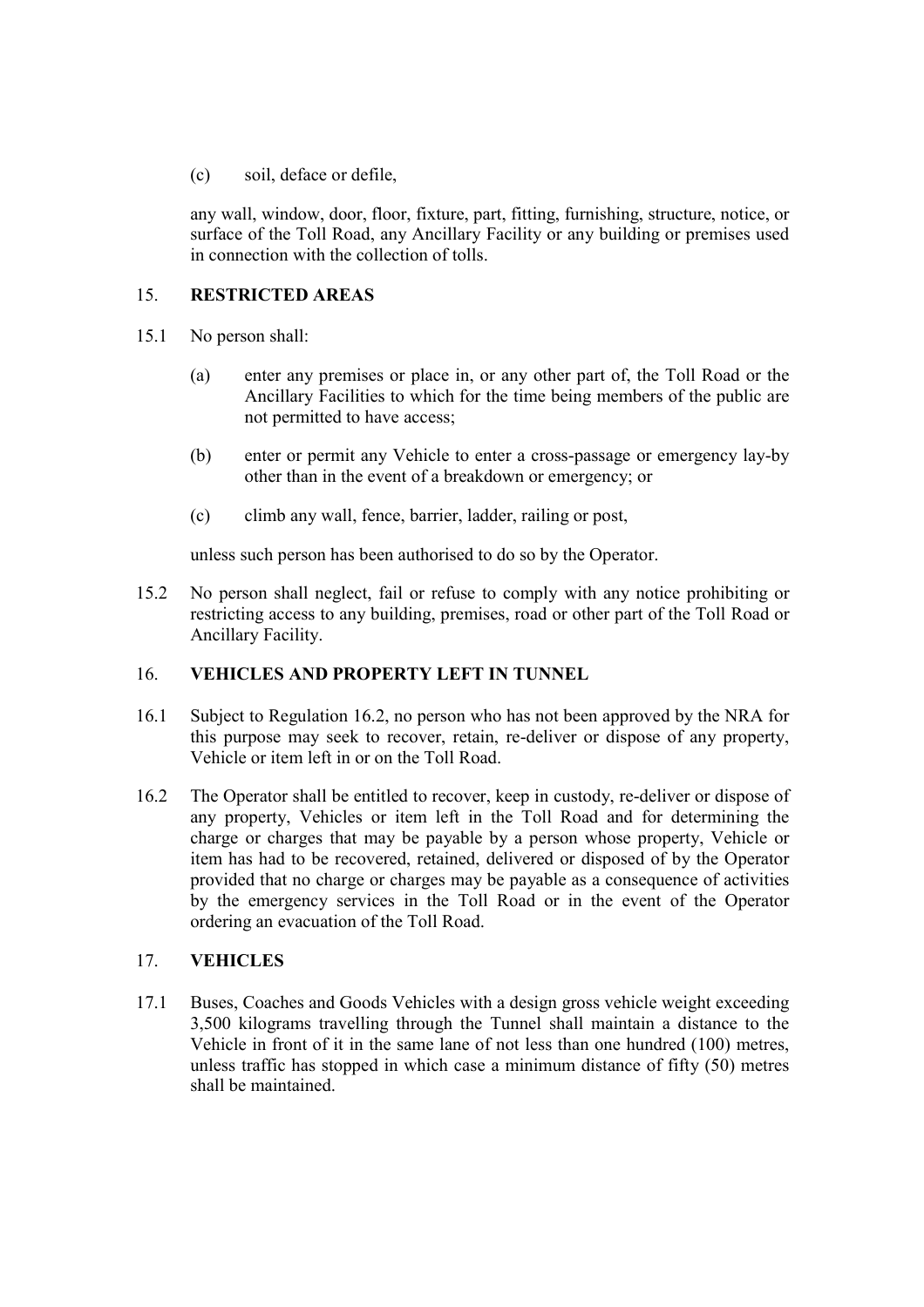(c) soil, deface or defile,

any wall, window, door, floor, fixture, part, fitting, furnishing, structure, notice, or surface of the Toll Road, any Ancillary Facility or any building or premises used in connection with the collection of tolls.

## 15. RESTRICTED AREAS

15.1 No person shall:

(a) enter any premises or place in, or any other part of, the Toll Road or the Ancillary Facilities to which for the time being members of the public are not permitted to have access;

(b) enter or permit any Vehicle to enter a cross-passage or emergency lay-by other than in the event of a breakdown or emergency; or

(c) climb any wall, fence, barrier, ladder, railing or post,

unless such person has been authorised to do so by the Operator.

15.2 No person shall neglect, fail or refuse to comply with any notice prohibiting or restricting access to any building, premises, road or other part of the Toll Road or Ancillary Facility.

## 16. VEHICLES AND PROPERTY LEFT IN TUNNEL

16.1 Subject to Regulation 16.2, no person who has not been approved by the NRA for this purpose may seek to recover, retain, re-deliver or dispose of any property, Vehicle or item left in or on the Toll Road.

16.2 The Operator shall be entitled to recover, keep in custody, re-deliver or dispose of any property, Vehicles or item left in the Toll Road and for determining the charge or charges that may be payable by a person whose property, Vehicle or item has had to be recovered, retained, delivered or disposed of by the Operator provided that no charge or charges may be payable as a consequence of activities by the emergency services in the Toll Road or in the event of the Operator ordering an evacuation of the Toll Road.

## 17. VEHICLES

17.1 Buses, Coaches and Goods Vehicles with a design gross vehicle weight exceeding 3,500 kilograms travelling through the Tunnel shall maintain a distance to the Vehicle in front of it in the same lane of not less than one hundred (100) metres, unless traffic has stopped in which case a minimum distance of fifty (50) metres shall be maintained.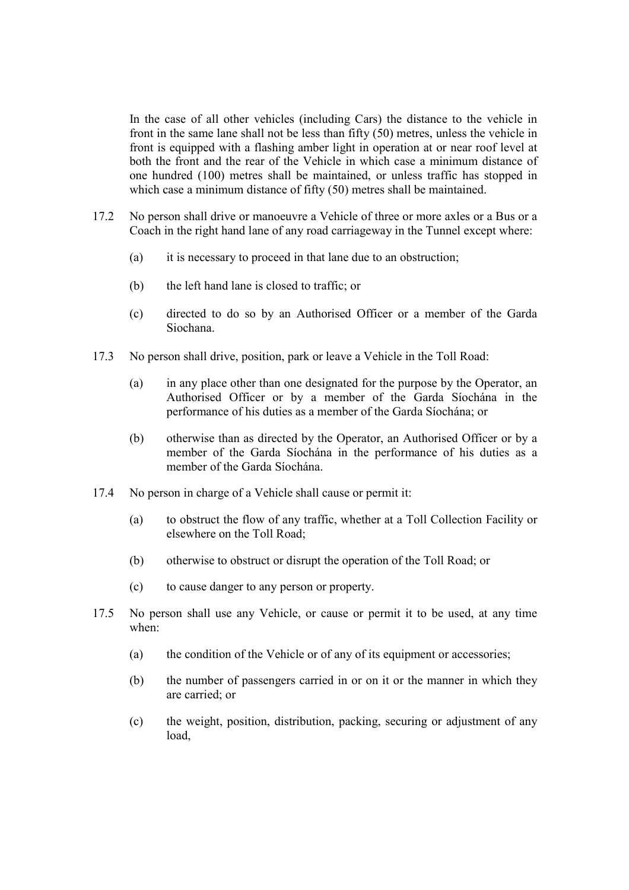In the case of all other vehicles (including Cars) the distance to the vehicle in front in the same lane shall not be less than fifty (50) metres, unless the vehicle in front is equipped with a flashing amber light in operation at or near roof level at both the front and the rear of the Vehicle in which case a minimum distance of one hundred (100) metres shall be maintained, or unless traffic has stopped in which case a minimum distance of fifty (50) metres shall be maintained.

17.2 No person shall drive or manoeuvre a Vehicle of three or more axles or a Bus or a Coach in the right hand lane of any road carriageway in the Tunnel except where:

(a) it is necessary to proceed in that lane due to an obstruction;

(b) the left hand lane is closed to traffic; or

(c) directed to do so by an Authorised Officer or a member of the Garda Siochana.

17.3 No person shall drive, position, park or leave a Vehicle in the Toll Road:

(a) in any place other than one designated for the purpose by the Operator, an Authorised Officer or by a member of the Garda Síochána in the performance of his duties as a member of the Garda Síochána; or

(b) otherwise than as directed by the Operator, an Authorised Officer or by a member of the Garda Síochána in the performance of his duties as a member of the Garda Síochána.

17.4 No person in charge of a Vehicle shall cause or permit it:

(a) to obstruct the flow of any traffic, whether at a Toll Collection Facility or elsewhere on the Toll Road;

(b) otherwise to obstruct or disrupt the operation of the Toll Road; or

(c) to cause danger to any person or property.

17.5 No person shall use any Vehicle, or cause or permit it to be used, at any time when:

(a) the condition of the Vehicle or of any of its equipment or accessories;

(b) the number of passengers carried in or on it or the manner in which they are carried; or

(c) the weight, position, distribution, packing, securing or adjustment of any load,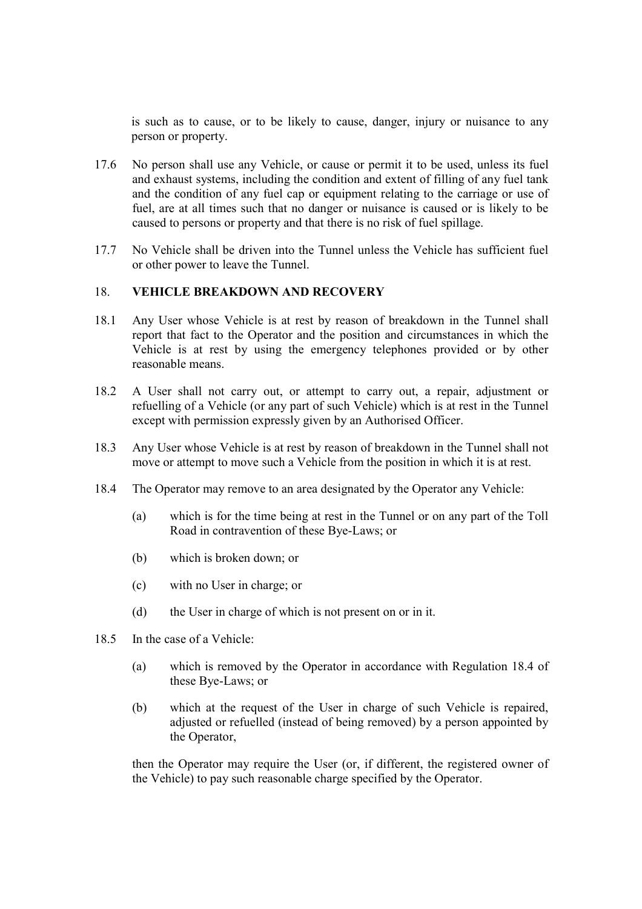is such as to cause, or to be likely to cause, danger, injury or nuisance to any person or property.

17.6 No person shall use any Vehicle, or cause or permit it to be used, unless its fuel and exhaust systems, including the condition and extent of filling of any fuel tank and the condition of any fuel cap or equipment relating to the carriage or use of fuel, are at all times such that no danger or nuisance is caused or is likely to be caused to persons or property and that there is no risk of fuel spillage.

17.7 No Vehicle shall be driven into the Tunnel unless the Vehicle has sufficient fuel or other power to leave the Tunnel.

## 18. VEHICLE BREAKDOWN AND RECOVERY

18.1 Any User whose Vehicle is at rest by reason of breakdown in the Tunnel shall report that fact to the Operator and the position and circumstances in which the Vehicle is at rest by using the emergency telephones provided or by other reasonable means.

18.2 A User shall not carry out, or attempt to carry out, a repair, adjustment or refuelling of a Vehicle (or any part of such Vehicle) which is at rest in the Tunnel except with permission expressly given by an Authorised Officer.

18.3 Any User whose Vehicle is at rest by reason of breakdown in the Tunnel shall not move or attempt to move such a Vehicle from the position in which it is at rest.

18.4 The Operator may remove to an area designated by the Operator any Vehicle:

(a) which is for the time being at rest in the Tunnel or on any part of the Toll Road in contravention of these Bye-Laws; or

(b) which is broken down; or

(c) with no User in charge; or

(d) the User in charge of which is not present on or in it.

18.5 In the case of a Vehicle:

(a) which is removed by the Operator in accordance with Regulation 18.4 of these Bye-Laws; or

(b) which at the request of the User in charge of such Vehicle is repaired, adjusted or refuelled (instead of being removed) by a person appointed by the Operator,

then the Operator may require the User (or, if different, the registered owner of the Vehicle) to pay such reasonable charge specified by the Operator.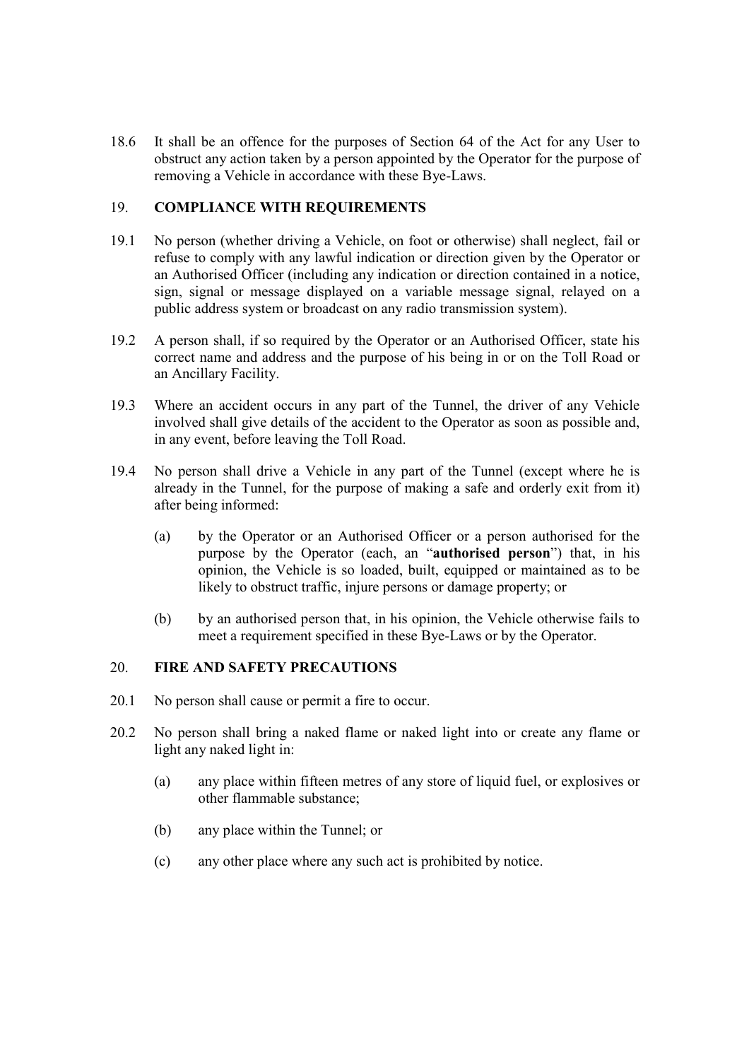18.6 It shall be an offence for the purposes of Section 64 of the Act for any User to obstruct any action taken by a person appointed by the Operator for the purpose of removing a Vehicle in accordance with these Bye-Laws.

## 19. COMPLIANCE WITH REQUIREMENTS

19.1 No person (whether driving a Vehicle, on foot or otherwise) shall neglect, fail or refuse to comply with any lawful indication or direction given by the Operator or an Authorised Officer (including any indication or direction contained in a notice, sign, signal or message displayed on a variable message signal, relayed on a public address system or broadcast on any radio transmission system).

19.2 A person shall, if so required by the Operator or an Authorised Officer, state his correct name and address and the purpose of his being in or on the Toll Road or an Ancillary Facility.

19.3 Where an accident occurs in any part of the Tunnel, the driver of any Vehicle involved shall give details of the accident to the Operator as soon as possible and, in any event, before leaving the Toll Road.

19.4 No person shall drive a Vehicle in any part of the Tunnel (except where he is already in the Tunnel, for the purpose of making a safe and orderly exit from it) after being informed:

(a) by the Operator or an Authorised Officer or a person authorised for the purpose by the Operator (each, an "**authorised person**") that, in his opinion, the Vehicle is so loaded, built, equipped or maintained as to be likely to obstruct traffic, injure persons or damage property; or

(b) by an authorised person that, in his opinion, the Vehicle otherwise fails to meet a requirement specified in these Bye-Laws or by the Operator.

## 20. FIRE AND SAFETY PRECAUTIONS

20.1 No person shall cause or permit a fire to occur.

20.2 No person shall bring a naked flame or naked light into or create any flame or light any naked light in:

(a) any place within fifteen metres of any store of liquid fuel, or explosives or other flammable substance;

(b) any place within the Tunnel; or

(c) any other place where any such act is prohibited by notice.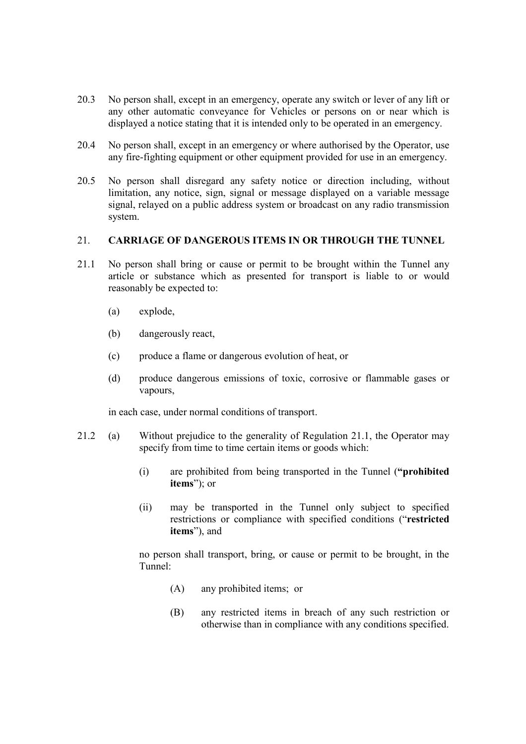20.3 No person shall, except in an emergency, operate any switch or lever of any lift or any other automatic conveyance for Vehicles or persons on or near which is displayed a notice stating that it is intended only to be operated in an emergency.

20.4 No person shall, except in an emergency or where authorised by the Operator, use any fire-fighting equipment or other equipment provided for use in an emergency.

20.5 No person shall disregard any safety notice or direction including, without limitation, any notice, sign, signal or message displayed on a variable message signal, relayed on a public address system or broadcast on any radio transmission system.

## 21. CARRIAGE OF DANGEROUS ITEMS IN OR THROUGH THE TUNNEL

21.1 No person shall bring or cause or permit to be brought within the Tunnel any article or substance which as presented for transport is liable to or would reasonably be expected to:

(a) explode,

(b) dangerously react,

(c) produce a flame or dangerous evolution of heat, or

(d) produce dangerous emissions of toxic, corrosive or flammable gases or vapours,

in each case, under normal conditions of transport.

21.2 (a) Without prejudice to the generality of Regulation 21.1, the Operator may specify from time to time certain items or goods which:

(i) are prohibited from being transported in the Tunnel (**"prohibited items**"); or

(ii) may be transported in the Tunnel only subject to specified restrictions or compliance with specified conditions ("**restricted items**"), and

no person shall transport, bring, or cause or permit to be brought, in the Tunnel:

(A) any prohibited items; or

(B) any restricted items in breach of any such restriction or otherwise than in compliance with any conditions specified.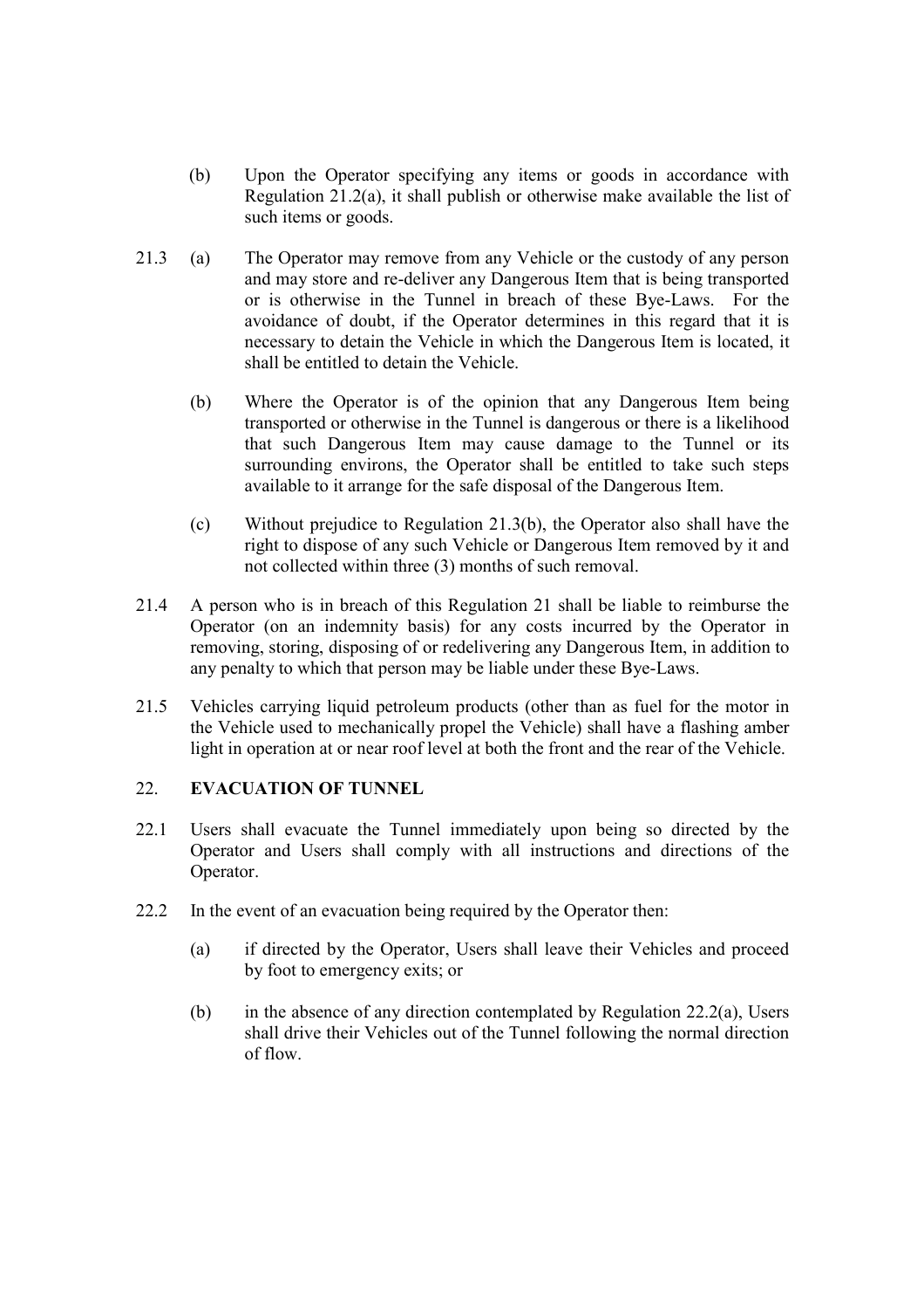(b) Upon the Operator specifying any items or goods in accordance with Regulation 21.2(a), it shall publish or otherwise make available the list of such items or goods.

21.3 (a) The Operator may remove from any Vehicle or the custody of any person and may store and re-deliver any Dangerous Item that is being transported or is otherwise in the Tunnel in breach of these Bye-Laws. For the avoidance of doubt, if the Operator determines in this regard that it is necessary to detain the Vehicle in which the Dangerous Item is located, it shall be entitled to detain the Vehicle.

(b) Where the Operator is of the opinion that any Dangerous Item being transported or otherwise in the Tunnel is dangerous or there is a likelihood that such Dangerous Item may cause damage to the Tunnel or its surrounding environs, the Operator shall be entitled to take such steps available to it arrange for the safe disposal of the Dangerous Item.

(c) Without prejudice to Regulation 21.3(b), the Operator also shall have the right to dispose of any such Vehicle or Dangerous Item removed by it and not collected within three (3) months of such removal.

21.4 A person who is in breach of this Regulation 21 shall be liable to reimburse the Operator (on an indemnity basis) for any costs incurred by the Operator in removing, storing, disposing of or redelivering any Dangerous Item, in addition to any penalty to which that person may be liable under these Bye-Laws.

21.5 Vehicles carrying liquid petroleum products (other than as fuel for the motor in the Vehicle used to mechanically propel the Vehicle) shall have a flashing amber light in operation at or near roof level at both the front and the rear of the Vehicle.

## 22. EVACUATION OF TUNNEL

22.1 Users shall evacuate the Tunnel immediately upon being so directed by the Operator and Users shall comply with all instructions and directions of the Operator.

22.2 In the event of an evacuation being required by the Operator then:

(a) if directed by the Operator, Users shall leave their Vehicles and proceed by foot to emergency exits; or

(b) in the absence of any direction contemplated by Regulation 22.2(a), Users shall drive their Vehicles out of the Tunnel following the normal direction of flow.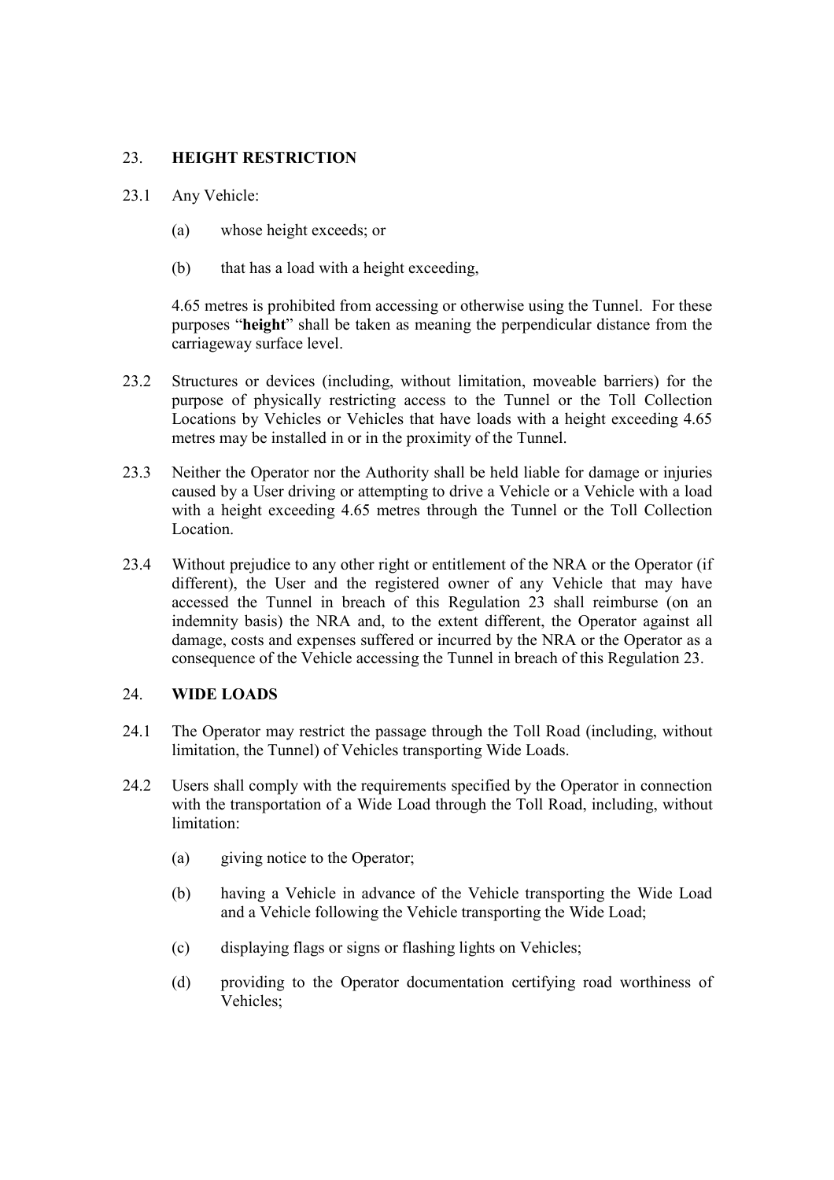## 23. HEIGHT RESTRICTION

23.1 Any Vehicle:

(a) whose height exceeds; or

(b) that has a load with a height exceeding,

4.65 metres is prohibited from accessing or otherwise using the Tunnel. For these purposes "**height**" shall be taken as meaning the perpendicular distance from the carriageway surface level.

23.2 Structures or devices (including, without limitation, moveable barriers) for the purpose of physically restricting access to the Tunnel or the Toll Collection Locations by Vehicles or Vehicles that have loads with a height exceeding 4.65 metres may be installed in or in the proximity of the Tunnel.

23.3 Neither the Operator nor the Authority shall be held liable for damage or injuries caused by a User driving or attempting to drive a Vehicle or a Vehicle with a load with a height exceeding 4.65 metres through the Tunnel or the Toll Collection Location.

23.4 Without prejudice to any other right or entitlement of the NRA or the Operator (if different), the User and the registered owner of any Vehicle that may have accessed the Tunnel in breach of this Regulation 23 shall reimburse (on an indemnity basis) the NRA and, to the extent different, the Operator against all damage, costs and expenses suffered or incurred by the NRA or the Operator as a consequence of the Vehicle accessing the Tunnel in breach of this Regulation 23.

## 24. WIDE LOADS

24.1 The Operator may restrict the passage through the Toll Road (including, without limitation, the Tunnel) of Vehicles transporting Wide Loads.

24.2 Users shall comply with the requirements specified by the Operator in connection with the transportation of a Wide Load through the Toll Road, including, without limitation:

(a) giving notice to the Operator;

(b) having a Vehicle in advance of the Vehicle transporting the Wide Load and a Vehicle following the Vehicle transporting the Wide Load;

(c) displaying flags or signs or flashing lights on Vehicles;

(d) providing to the Operator documentation certifying road worthiness of Vehicles;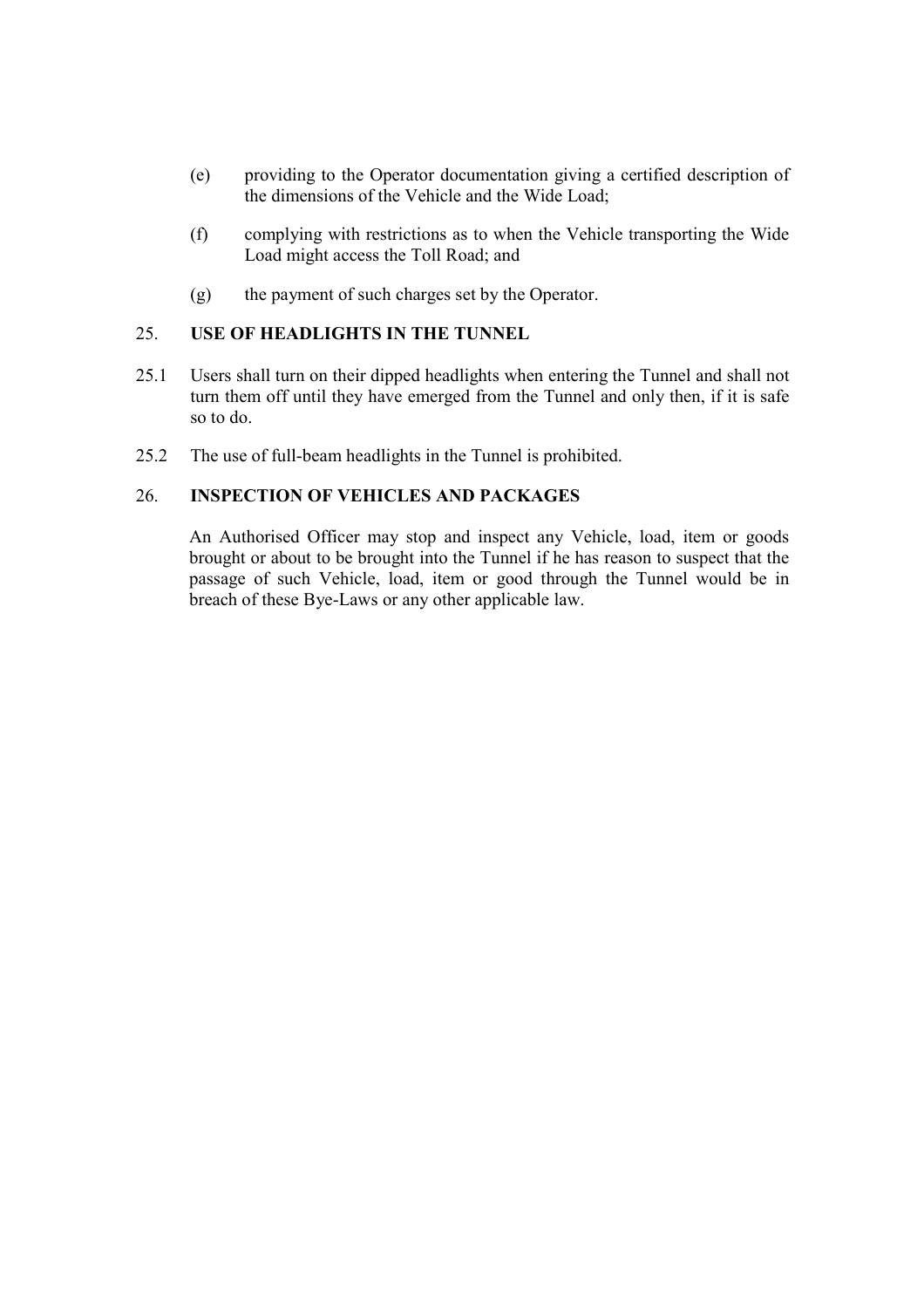(e) providing to the Operator documentation giving a certified description of the dimensions of the Vehicle and the Wide Load;

(f) complying with restrictions as to when the Vehicle transporting the Wide Load might access the Toll Road; and

(g) the payment of such charges set by the Operator.

## 25. USE OF HEADLIGHTS IN THE TUNNEL

25.1 Users shall turn on their dipped headlights when entering the Tunnel and shall not turn them off until they have emerged from the Tunnel and only then, if it is safe so to do.

25.2 The use of full-beam headlights in the Tunnel is prohibited.

## 26. INSPECTION OF VEHICLES AND PACKAGES

An Authorised Officer may stop and inspect any Vehicle, load, item or goods brought or about to be brought into the Tunnel if he has reason to suspect that the passage of such Vehicle, load, item or good through the Tunnel would be in breach of these Bye-Laws or any other applicable law.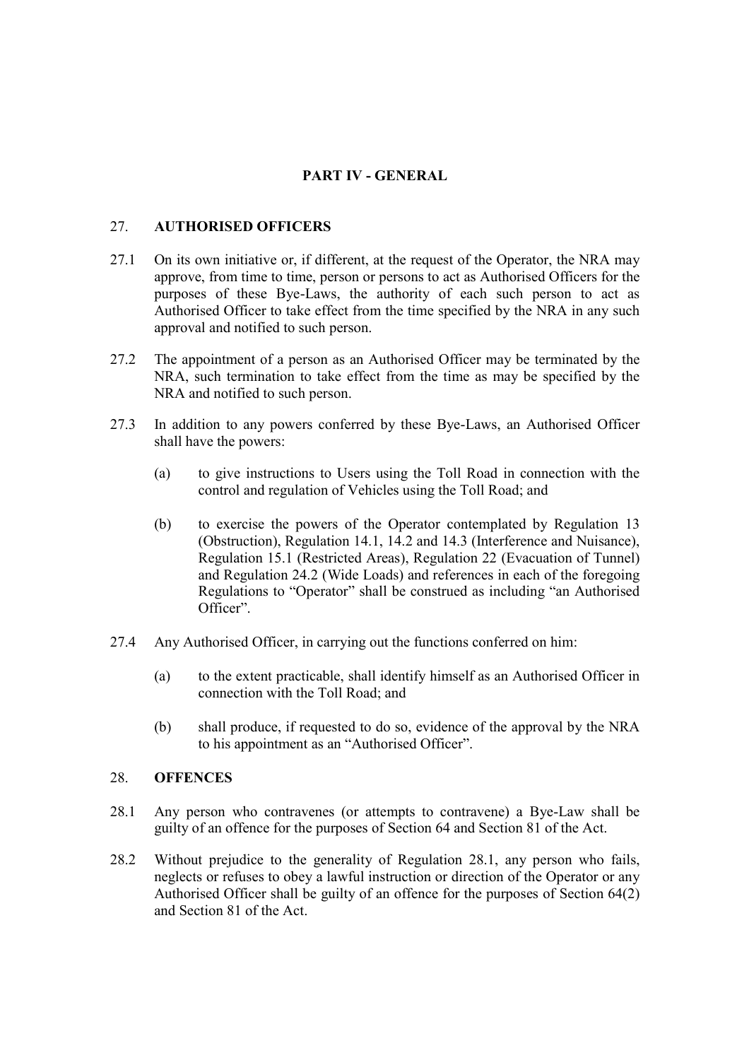## PART IV - GENERAL

### 27. AUTHORISED OFFICERS

27.1 On its own initiative or, if different, at the request of the Operator, the NRA may approve, from time to time, person or persons to act as Authorised Officers for the purposes of these Bye-Laws, the authority of each such person to act as Authorised Officer to take effect from the time specified by the NRA in any such approval and notified to such person.

27.2 The appointment of a person as an Authorised Officer may be terminated by the NRA, such termination to take effect from the time as may be specified by the NRA and notified to such person.

27.3 In addition to any powers conferred by these Bye-Laws, an Authorised Officer shall have the powers:

(a) to give instructions to Users using the Toll Road in connection with the control and regulation of Vehicles using the Toll Road; and

(b) to exercise the powers of the Operator contemplated by Regulation 13 (Obstruction), Regulation 14.1, 14.2 and 14.3 (Interference and Nuisance), Regulation 15.1 (Restricted Areas), Regulation 22 (Evacuation of Tunnel) and Regulation 24.2 (Wide Loads) and references in each of the foregoing Regulations to "Operator" shall be construed as including "an Authorised Officer".

27.4 Any Authorised Officer, in carrying out the functions conferred on him:

(a) to the extent practicable, shall identify himself as an Authorised Officer in connection with the Toll Road; and

(b) shall produce, if requested to do so, evidence of the approval by the NRA to his appointment as an "Authorised Officer".

### 28. OFFENCES

28.1 Any person who contravenes (or attempts to contravene) a Bye-Law shall be guilty of an offence for the purposes of Section 64 and Section 81 of the Act.

28.2 Without prejudice to the generality of Regulation 28.1, any person who fails, neglects or refuses to obey a lawful instruction or direction of the Operator or any Authorised Officer shall be guilty of an offence for the purposes of Section 64(2) and Section 81 of the Act.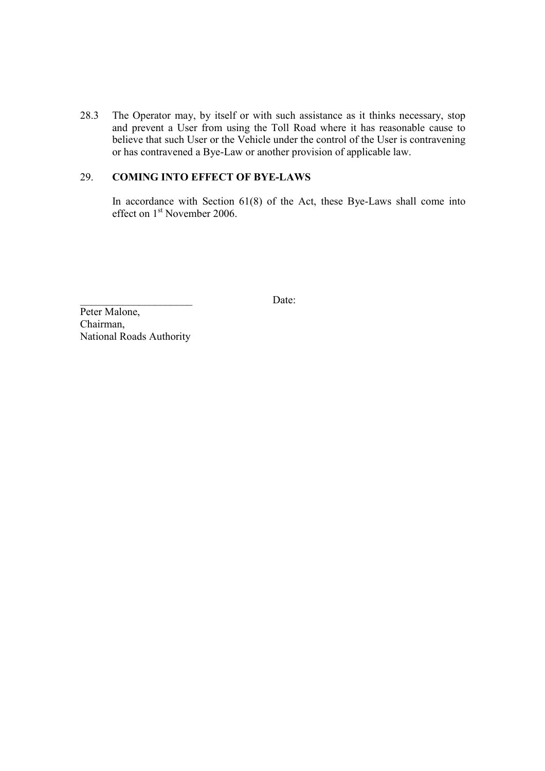28.3 The Operator may, by itself or with such assistance as it thinks necessary, stop and prevent a User from using the Toll Road where it has reasonable cause to believe that such User or the Vehicle under the control of the User is contravening or has contravened a Bye-Law or another provision of applicable law.

## 29. COMING INTO EFFECT OF BYE-LAWS

In accordance with Section 61(8) of the Act, these Bye-Laws shall come into effect on 1st November 2006.

______________________ Date:

Peter Malone,
Chairman,
National Roads Authority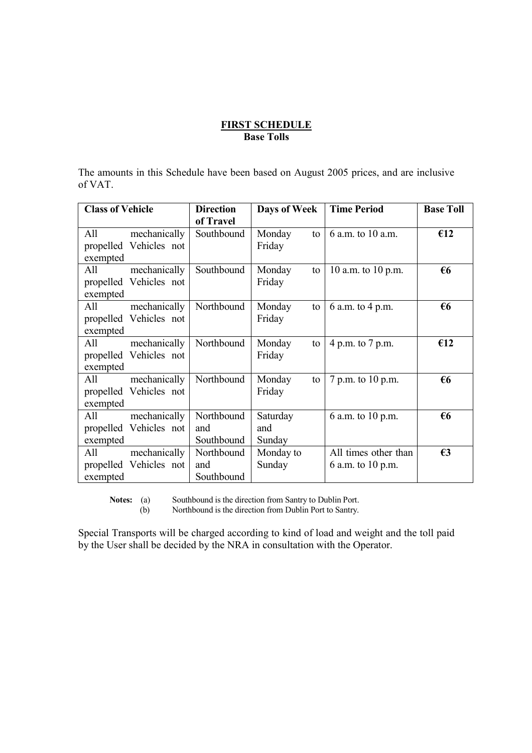## FIRST SCHEDULE

**Base Tolls**

The amounts in this Schedule have been based on August 2005 prices, and are inclusive of VAT.

| Class of Vehicle | Direction of Travel | Days of Week | Time Period | Base Toll |
|---|---|---|---|---|
| All mechanically propelled Vehicles not exempted | Southbound | Monday to Friday | 6 a.m. to 10 a.m. | **€12** |
| All mechanically propelled Vehicles not exempted | Southbound | Monday to Friday | 10 a.m. to 10 p.m. | **€6** |
| All mechanically propelled Vehicles not exempted | Northbound | Monday to Friday | 6 a.m. to 4 p.m. | **€6** |
| All mechanically propelled Vehicles not exempted | Northbound | Monday to Friday | 4 p.m. to 7 p.m. | **€12** |
| All mechanically propelled Vehicles not exempted | Northbound | Monday to Friday | 7 p.m. to 10 p.m. | **€6** |
| All mechanically propelled Vehicles not exempted | Northbound and Southbound | Saturday and Sunday | 6 a.m. to 10 p.m. | **€6** |
| All mechanically propelled Vehicles not exempted | Northbound and Southbound | Monday to Sunday | All times other than 6 a.m. to 10 p.m. | **€3** |

**Notes:** (a) Southbound is the direction from Santry to Dublin Port.
(b) Northbound is the direction from Dublin Port to Santry.

Special Transports will be charged according to kind of load and weight and the toll paid by the User shall be decided by the NRA in consultation with the Operator.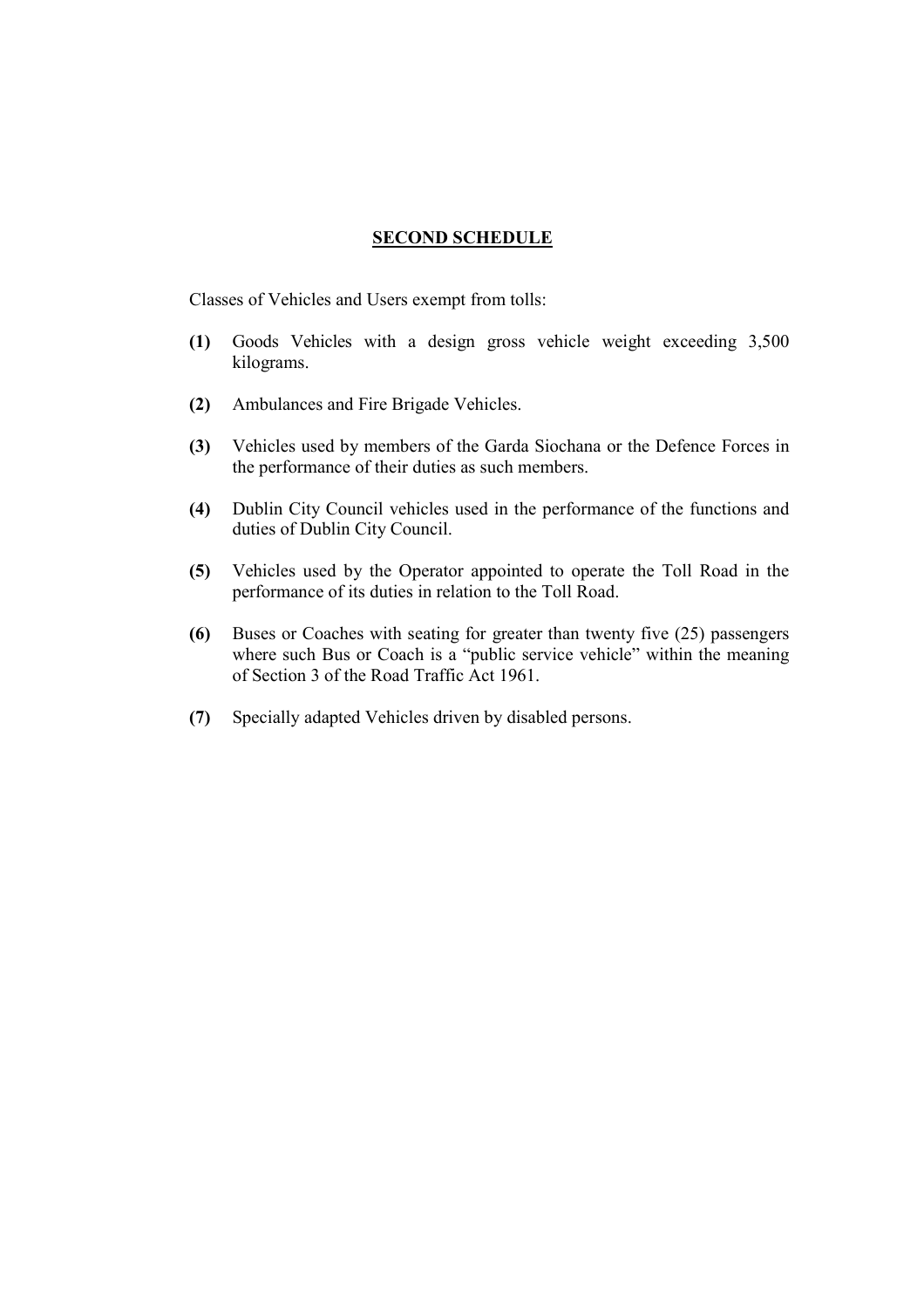## SECOND SCHEDULE

Classes of Vehicles and Users exempt from tolls:

**(1)** Goods Vehicles with a design gross vehicle weight exceeding 3,500 kilograms.

**(2)** Ambulances and Fire Brigade Vehicles.

**(3)** Vehicles used by members of the Garda Siochana or the Defence Forces in the performance of their duties as such members.

**(4)** Dublin City Council vehicles used in the performance of the functions and duties of Dublin City Council.

**(5)** Vehicles used by the Operator appointed to operate the Toll Road in the performance of its duties in relation to the Toll Road.

**(6)** Buses or Coaches with seating for greater than twenty five (25) passengers where such Bus or Coach is a "public service vehicle" within the meaning of Section 3 of the Road Traffic Act 1961.

**(7)** Specially adapted Vehicles driven by disabled persons.